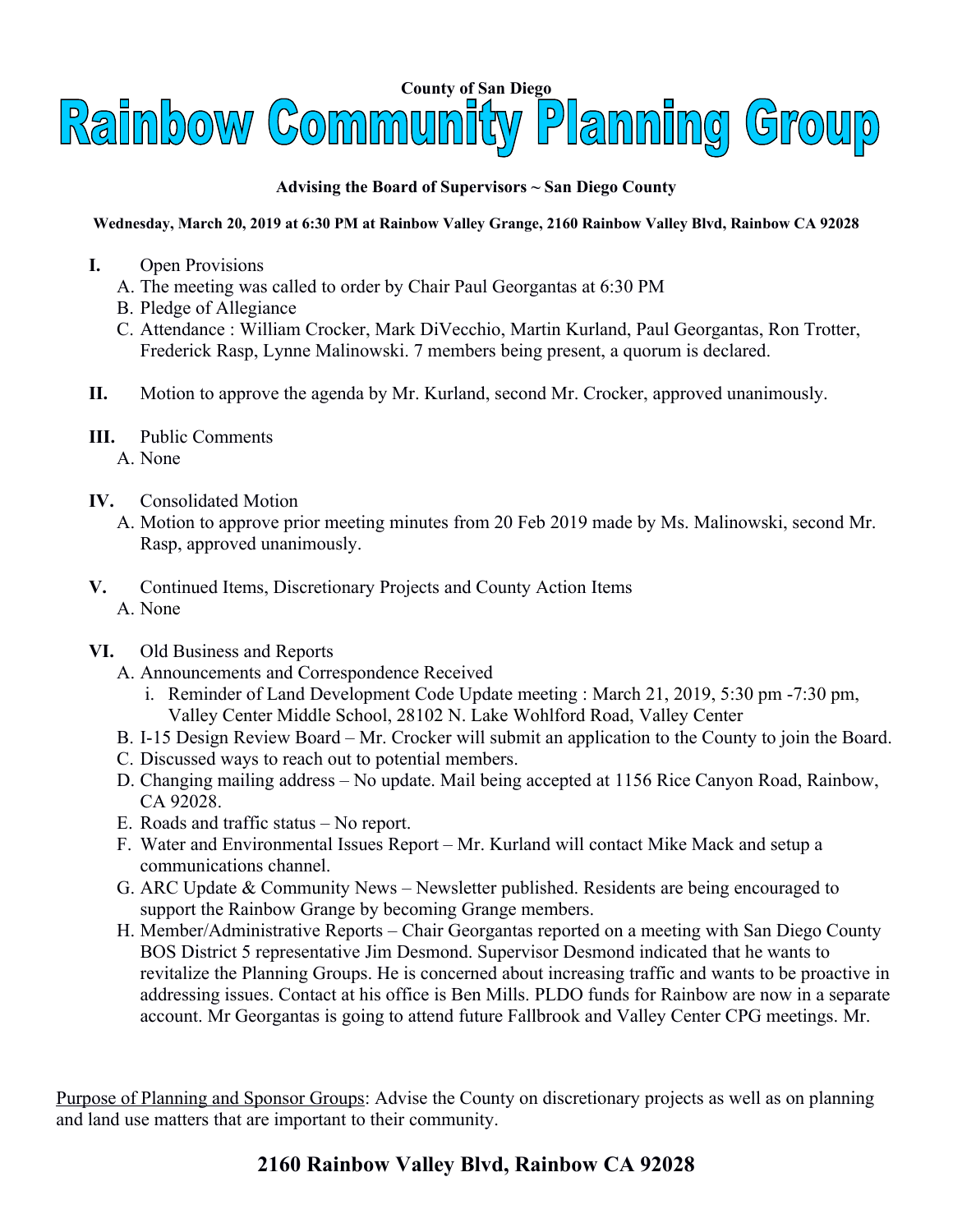**County of San Diego**

# Rainbow Community Planning Group

**Advising the Board of Supervisors ~ San Diego County**

**Wednesday, March 20, 2019 at 6:30 PM at Rainbow Valley Grange, 2160 Rainbow Valley Blvd, Rainbow CA 92028**

**I.** Open Provisions

A. The meeting was called to order by Chair Paul Georgantas at 6:30 PM

B. Pledge of Allegiance

C. Attendance : William Crocker, Mark DiVecchio, Martin Kurland, Paul Georgantas, Ron Trotter, Frederick Rasp, Lynne Malinowski. 7 members being present, a quorum is declared.

**II.** Motion to approve the agenda by Mr. Kurland, second Mr. Crocker, approved unanimously.

**III.** Public Comments

A. None

**IV.** Consolidated Motion

A. Motion to approve prior meeting minutes from 20 Feb 2019 made by Ms. Malinowski, second Mr. Rasp, approved unanimously.

**V.** Continued Items, Discretionary Projects and County Action Items

A. None

**VI.** Old Business and Reports

A. Announcements and Correspondence Received

i. Reminder of Land Development Code Update meeting : March 21, 2019, 5:30 pm -7:30 pm, Valley Center Middle School, 28102 N. Lake Wohlford Road, Valley Center

B. I-15 Design Review Board – Mr. Crocker will submit an application to the County to join the Board.

C. Discussed ways to reach out to potential members.

D. Changing mailing address – No update. Mail being accepted at 1156 Rice Canyon Road, Rainbow, CA 92028.

E. Roads and traffic status – No report.

F. Water and Environmental Issues Report – Mr. Kurland will contact Mike Mack and setup a communications channel.

G. ARC Update & Community News – Newsletter published. Residents are being encouraged to support the Rainbow Grange by becoming Grange members.

H. Member/Administrative Reports – Chair Georgantas reported on a meeting with San Diego County BOS District 5 representative Jim Desmond. Supervisor Desmond indicated that he wants to revitalize the Planning Groups. He is concerned about increasing traffic and wants to be proactive in addressing issues. Contact at his office is Ben Mills. PLDO funds for Rainbow are now in a separate account. Mr Georgantas is going to attend future Fallbrook and Valley Center CPG meetings. Mr.

<u>Purpose of Planning and Sponsor Groups</u>: Advise the County on discretionary projects as well as on planning and land use matters that are important to their community.

**2160 Rainbow Valley Blvd, Rainbow CA 92028**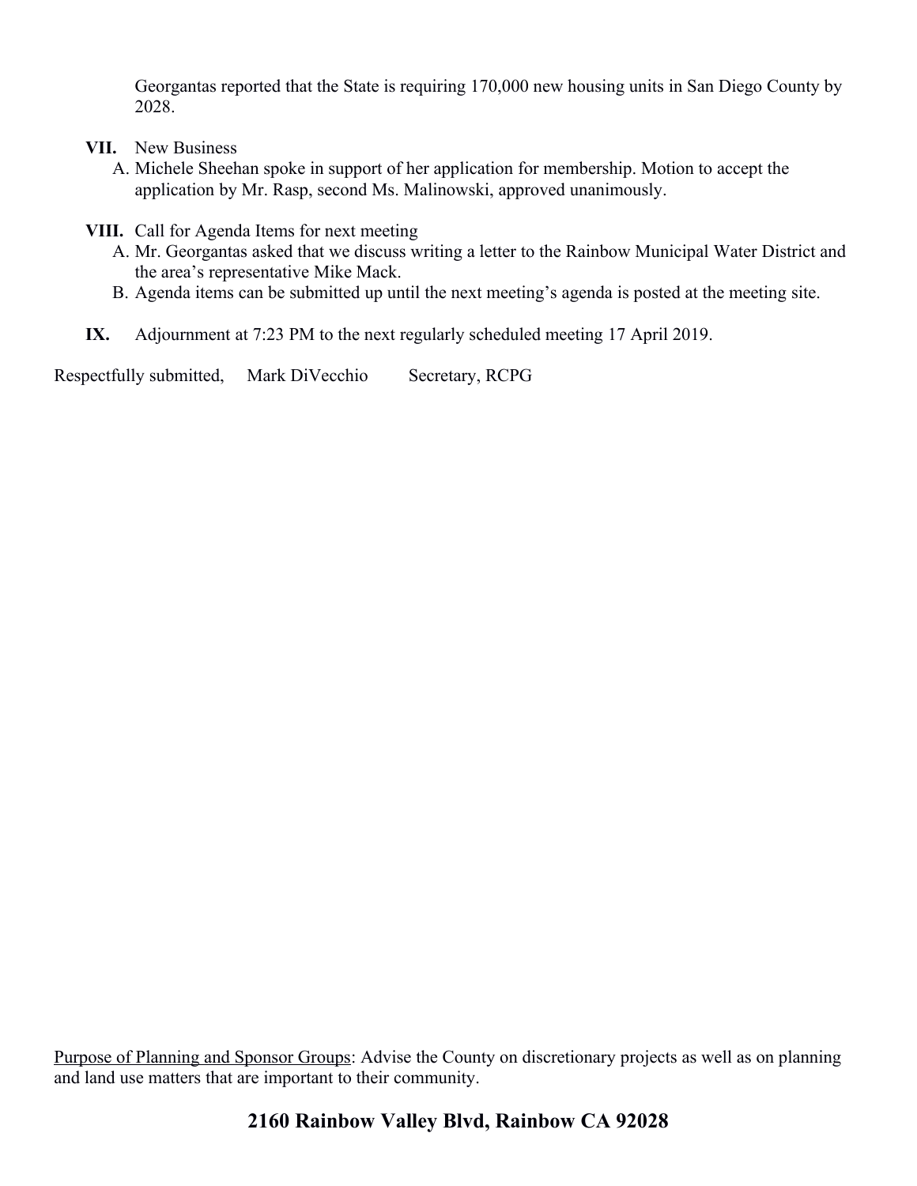Georgantas reported that the State is requiring 170,000 new housing units in San Diego County by 2028.

**VII.** New Business

A. Michele Sheehan spoke in support of her application for membership. Motion to accept the application by Mr. Rasp, second Ms. Malinowski, approved unanimously.

**VIII.** Call for Agenda Items for next meeting

A. Mr. Georgantas asked that we discuss writing a letter to the Rainbow Municipal Water District and the area's representative Mike Mack.

B. Agenda items can be submitted up until the next meeting's agenda is posted at the meeting site.

**IX.** Adjournment at 7:23 PM to the next regularly scheduled meeting 17 April 2019.

Respectfully submitted, Mark DiVecchio Secretary, RCPG

Purpose of Planning and Sponsor Groups: Advise the County on discretionary projects as well as on planning and land use matters that are important to their community.

**2160 Rainbow Valley Blvd, Rainbow CA 92028**